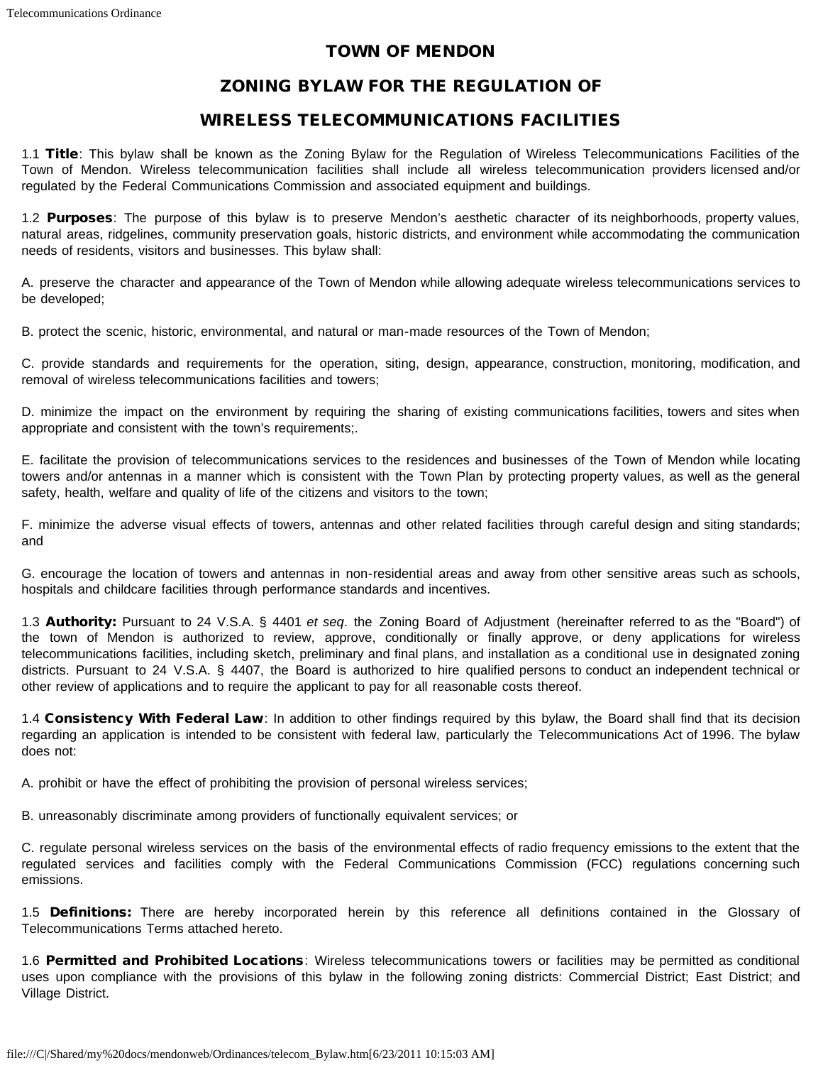# TOWN OF MENDON

## ZONING BYLAW FOR THE REGULATION OF

## WIRELESS TELECOMMUNICATIONS FACILITIES

1.1 **Title**: This bylaw shall be known as the Zoning Bylaw for the Regulation of Wireless Telecommunications Facilities of the Town of Mendon. Wireless telecommunication facilities shall include all wireless telecommunication providers licensed and/or regulated by the Federal Communications Commission and associated equipment and buildings.

1.2 **Purposes**: The purpose of this bylaw is to preserve Mendon's aesthetic character of its neighborhoods, property values, natural areas, ridgelines, community preservation goals, historic districts, and environment while accommodating the communication needs of residents, visitors and businesses. This bylaw shall:

A. preserve the character and appearance of the Town of Mendon while allowing adequate wireless telecommunications services to be developed;

B. protect the scenic, historic, environmental, and natural or man-made resources of the Town of Mendon;

C. provide standards and requirements for the operation, siting, design, appearance, construction, monitoring, modification, and removal of wireless telecommunications facilities and towers;

D. minimize the impact on the environment by requiring the sharing of existing communications facilities, towers and sites when appropriate and consistent with the town's requirements;.

E. facilitate the provision of telecommunications services to the residences and businesses of the Town of Mendon while locating towers and/or antennas in a manner which is consistent with the Town Plan by protecting property values, as well as the general safety, health, welfare and quality of life of the citizens and visitors to the town;

F. minimize the adverse visual effects of towers, antennas and other related facilities through careful design and siting standards; and

G. encourage the location of towers and antennas in non-residential areas and away from other sensitive areas such as schools, hospitals and childcare facilities through performance standards and incentives.

1.3 **Authority:** Pursuant to 24 V.S.A. § 4401 *et seq*. the Zoning Board of Adjustment (hereinafter referred to as the "Board") of the town of Mendon is authorized to review, approve, conditionally or finally approve, or deny applications for wireless telecommunications facilities, including sketch, preliminary and final plans, and installation as a conditional use in designated zoning districts. Pursuant to 24 V.S.A. § 4407, the Board is authorized to hire qualified persons to conduct an independent technical or other review of applications and to require the applicant to pay for all reasonable costs thereof.

1.4 **Consistency With Federal Law**: In addition to other findings required by this bylaw, the Board shall find that its decision regarding an application is intended to be consistent with federal law, particularly the Telecommunications Act of 1996. The bylaw does not:

A. prohibit or have the effect of prohibiting the provision of personal wireless services;

B. unreasonably discriminate among providers of functionally equivalent services; or

C. regulate personal wireless services on the basis of the environmental effects of radio frequency emissions to the extent that the regulated services and facilities comply with the Federal Communications Commission (FCC) regulations concerning such emissions.

1.5 **Definitions:** There are hereby incorporated herein by this reference all definitions contained in the Glossary of Telecommunications Terms attached hereto.

1.6 **Permitted and Prohibited Locations**: Wireless telecommunications towers or facilities may be permitted as conditional uses upon compliance with the provisions of this bylaw in the following zoning districts: Commercial District; East District; and Village District.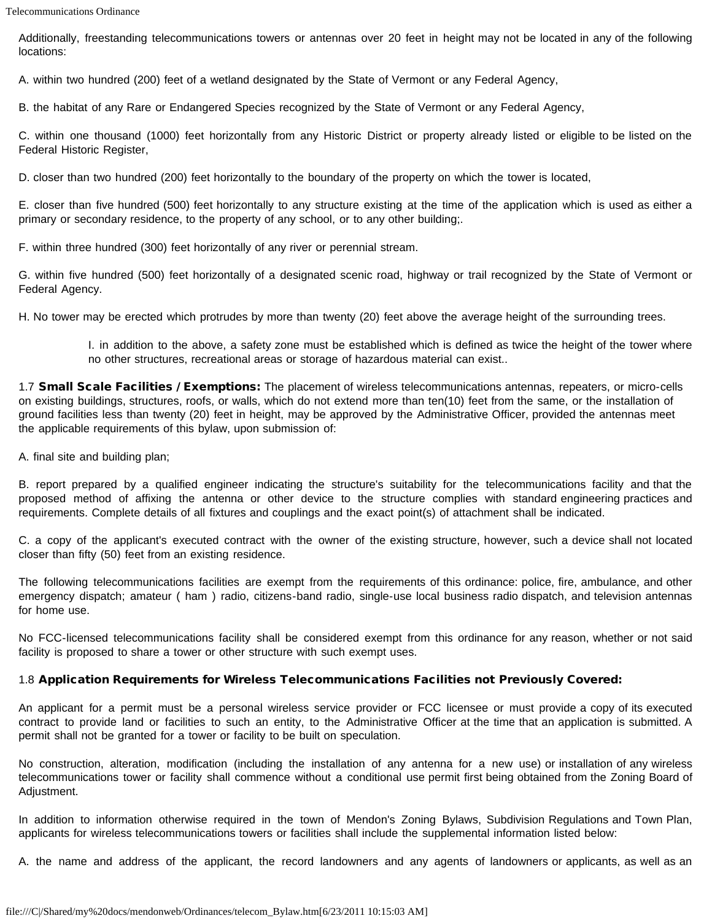Additionally, freestanding telecommunications towers or antennas over 20 feet in height may not be located in any of the following locations:

A. within two hundred (200) feet of a wetland designated by the State of Vermont or any Federal Agency,

B. the habitat of any Rare or Endangered Species recognized by the State of Vermont or any Federal Agency,

C. within one thousand (1000) feet horizontally from any Historic District or property already listed or eligible to be listed on the Federal Historic Register,

D. closer than two hundred (200) feet horizontally to the boundary of the property on which the tower is located,

E. closer than five hundred (500) feet horizontally to any structure existing at the time of the application which is used as either a primary or secondary residence, to the property of any school, or to any other building;.

F. within three hundred (300) feet horizontally of any river or perennial stream.

G. within five hundred (500) feet horizontally of a designated scenic road, highway or trail recognized by the State of Vermont or Federal Agency.

H. No tower may be erected which protrudes by more than twenty (20) feet above the average height of the surrounding trees.

> I. in addition to the above, a safety zone must be established which is defined as twice the height of the tower where no other structures, recreational areas or storage of hazardous material can exist..

1.7 **Small Scale Facilities / Exemptions:** The placement of wireless telecommunications antennas, repeaters, or micro-cells on existing buildings, structures, roofs, or walls, which do not extend more than ten(10) feet from the same, or the installation of ground facilities less than twenty (20) feet in height, may be approved by the Administrative Officer, provided the antennas meet the applicable requirements of this bylaw, upon submission of:

A. final site and building plan;

B. report prepared by a qualified engineer indicating the structure's suitability for the telecommunications facility and that the proposed method of affixing the antenna or other device to the structure complies with standard engineering practices and requirements. Complete details of all fixtures and couplings and the exact point(s) of attachment shall be indicated.

C. a copy of the applicant's executed contract with the owner of the existing structure, however, such a device shall not located closer than fifty (50) feet from an existing residence.

The following telecommunications facilities are exempt from the requirements of this ordinance: police, fire, ambulance, and other emergency dispatch; amateur ( ham ) radio, citizens-band radio, single-use local business radio dispatch, and television antennas for home use.

No FCC-licensed telecommunications facility shall be considered exempt from this ordinance for any reason, whether or not said facility is proposed to share a tower or other structure with such exempt uses.

1.8 **Application Requirements for Wireless Telecommunications Facilities not Previously Covered:**

An applicant for a permit must be a personal wireless service provider or FCC licensee or must provide a copy of its executed contract to provide land or facilities to such an entity, to the Administrative Officer at the time that an application is submitted. A permit shall not be granted for a tower or facility to be built on speculation.

No construction, alteration, modification (including the installation of any antenna for a new use) or installation of any wireless telecommunications tower or facility shall commence without a conditional use permit first being obtained from the Zoning Board of Adjustment.

In addition to information otherwise required in the town of Mendon's Zoning Bylaws, Subdivision Regulations and Town Plan, applicants for wireless telecommunications towers or facilities shall include the supplemental information listed below:

A. the name and address of the applicant, the record landowners and any agents of landowners or applicants, as well as an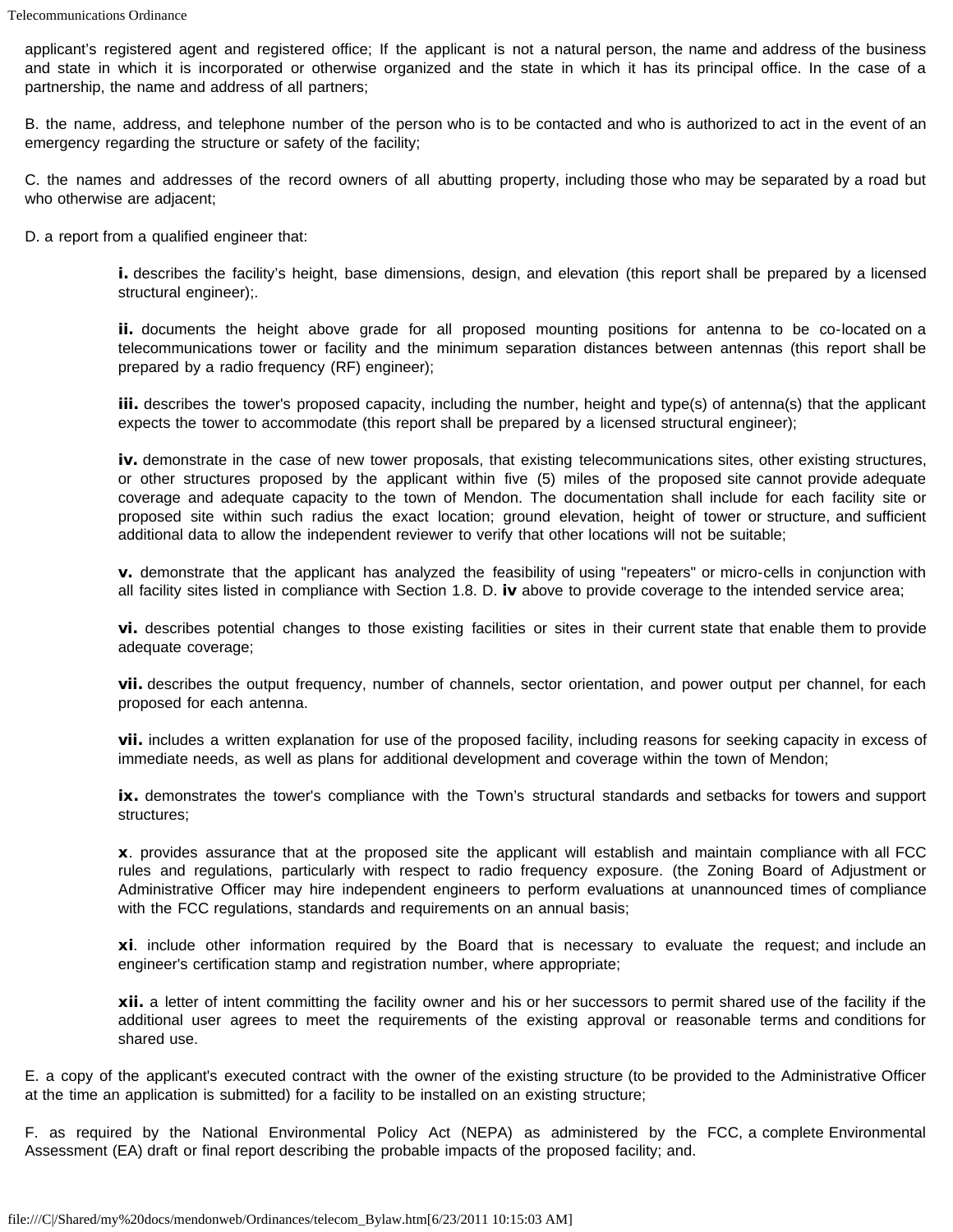applicant's registered agent and registered office; If the applicant is not a natural person, the name and address of the business and state in which it is incorporated or otherwise organized and the state in which it has its principal office. In the case of a partnership, the name and address of all partners;

B. the name, address, and telephone number of the person who is to be contacted and who is authorized to act in the event of an emergency regarding the structure or safety of the facility;

C. the names and addresses of the record owners of all abutting property, including those who may be separated by a road but who otherwise are adjacent;

D. a report from a qualified engineer that:

> **i.** describes the facility's height, base dimensions, design, and elevation (this report shall be prepared by a licensed structural engineer);.
>
> **ii.** documents the height above grade for all proposed mounting positions for antenna to be co-located on a telecommunications tower or facility and the minimum separation distances between antennas (this report shall be prepared by a radio frequency (RF) engineer);
>
> **iii.** describes the tower's proposed capacity, including the number, height and type(s) of antenna(s) that the applicant expects the tower to accommodate (this report shall be prepared by a licensed structural engineer);
>
> **iv.** demonstrate in the case of new tower proposals, that existing telecommunications sites, other existing structures, or other structures proposed by the applicant within five (5) miles of the proposed site cannot provide adequate coverage and adequate capacity to the town of Mendon. The documentation shall include for each facility site or proposed site within such radius the exact location; ground elevation, height of tower or structure, and sufficient additional data to allow the independent reviewer to verify that other locations will not be suitable;
>
> **v.** demonstrate that the applicant has analyzed the feasibility of using "repeaters" or micro-cells in conjunction with all facility sites listed in compliance with Section 1.8. D. **iv** above to provide coverage to the intended service area;
>
> **vi.** describes potential changes to those existing facilities or sites in their current state that enable them to provide adequate coverage;
>
> **vii.** describes the output frequency, number of channels, sector orientation, and power output per channel, for each proposed for each antenna.
>
> **vii.** includes a written explanation for use of the proposed facility, including reasons for seeking capacity in excess of immediate needs, as well as plans for additional development and coverage within the town of Mendon;
>
> **ix.** demonstrates the tower's compliance with the Town's structural standards and setbacks for towers and support structures;
>
> **x**. provides assurance that at the proposed site the applicant will establish and maintain compliance with all FCC rules and regulations, particularly with respect to radio frequency exposure. (the Zoning Board of Adjustment or Administrative Officer may hire independent engineers to perform evaluations at unannounced times of compliance with the FCC regulations, standards and requirements on an annual basis;
>
> **xi**. include other information required by the Board that is necessary to evaluate the request; and include an engineer's certification stamp and registration number, where appropriate;
>
> **xii.** a letter of intent committing the facility owner and his or her successors to permit shared use of the facility if the additional user agrees to meet the requirements of the existing approval or reasonable terms and conditions for shared use.

E. a copy of the applicant's executed contract with the owner of the existing structure (to be provided to the Administrative Officer at the time an application is submitted) for a facility to be installed on an existing structure;

F. as required by the National Environmental Policy Act (NEPA) as administered by the FCC, a complete Environmental Assessment (EA) draft or final report describing the probable impacts of the proposed facility; and.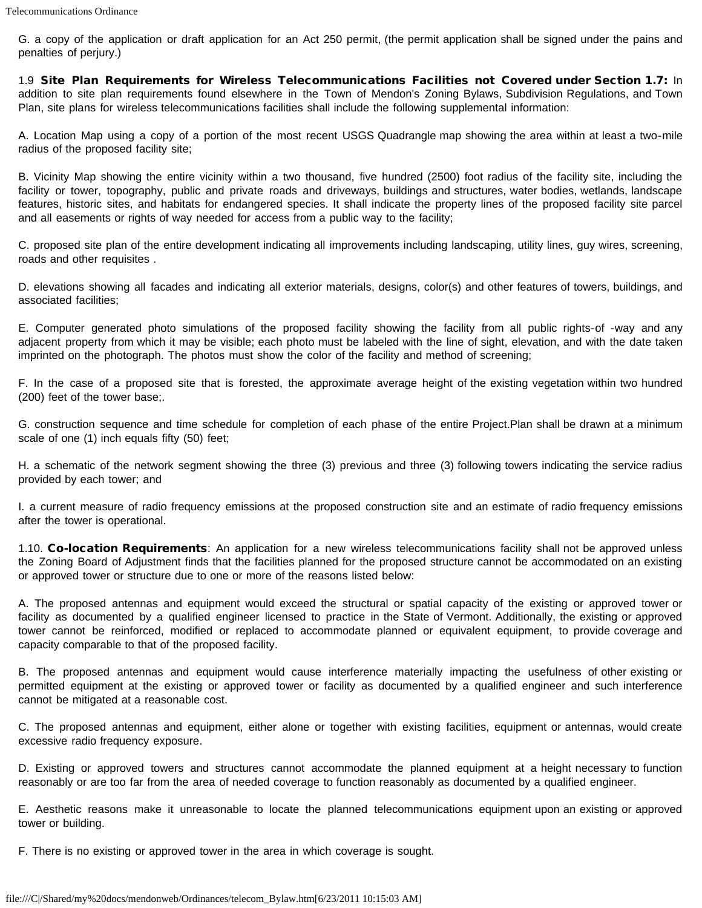G. a copy of the application or draft application for an Act 250 permit, (the permit application shall be signed under the pains and penalties of perjury.)

1.9 **Site Plan Requirements for Wireless Telecommunications Facilities not Covered under Section 1.7:** In addition to site plan requirements found elsewhere in the Town of Mendon's Zoning Bylaws, Subdivision Regulations, and Town Plan, site plans for wireless telecommunications facilities shall include the following supplemental information:

A. Location Map using a copy of a portion of the most recent USGS Quadrangle map showing the area within at least a two-mile radius of the proposed facility site;

B. Vicinity Map showing the entire vicinity within a two thousand, five hundred (2500) foot radius of the facility site, including the facility or tower, topography, public and private roads and driveways, buildings and structures, water bodies, wetlands, landscape features, historic sites, and habitats for endangered species. It shall indicate the property lines of the proposed facility site parcel and all easements or rights of way needed for access from a public way to the facility;

C. proposed site plan of the entire development indicating all improvements including landscaping, utility lines, guy wires, screening, roads and other requisites .

D. elevations showing all facades and indicating all exterior materials, designs, color(s) and other features of towers, buildings, and associated facilities;

E. Computer generated photo simulations of the proposed facility showing the facility from all public rights-of -way and any adjacent property from which it may be visible; each photo must be labeled with the line of sight, elevation, and with the date taken imprinted on the photograph. The photos must show the color of the facility and method of screening;

F. In the case of a proposed site that is forested, the approximate average height of the existing vegetation within two hundred (200) feet of the tower base;.

G. construction sequence and time schedule for completion of each phase of the entire Project.Plan shall be drawn at a minimum scale of one (1) inch equals fifty (50) feet;

H. a schematic of the network segment showing the three (3) previous and three (3) following towers indicating the service radius provided by each tower; and

I. a current measure of radio frequency emissions at the proposed construction site and an estimate of radio frequency emissions after the tower is operational.

1.10. **Co-location Requirements**: An application for a new wireless telecommunications facility shall not be approved unless the Zoning Board of Adjustment finds that the facilities planned for the proposed structure cannot be accommodated on an existing or approved tower or structure due to one or more of the reasons listed below:

A. The proposed antennas and equipment would exceed the structural or spatial capacity of the existing or approved tower or facility as documented by a qualified engineer licensed to practice in the State of Vermont. Additionally, the existing or approved tower cannot be reinforced, modified or replaced to accommodate planned or equivalent equipment, to provide coverage and capacity comparable to that of the proposed facility.

B. The proposed antennas and equipment would cause interference materially impacting the usefulness of other existing or permitted equipment at the existing or approved tower or facility as documented by a qualified engineer and such interference cannot be mitigated at a reasonable cost.

C. The proposed antennas and equipment, either alone or together with existing facilities, equipment or antennas, would create excessive radio frequency exposure.

D. Existing or approved towers and structures cannot accommodate the planned equipment at a height necessary to function reasonably or are too far from the area of needed coverage to function reasonably as documented by a qualified engineer.

E. Aesthetic reasons make it unreasonable to locate the planned telecommunications equipment upon an existing or approved tower or building.

F. There is no existing or approved tower in the area in which coverage is sought.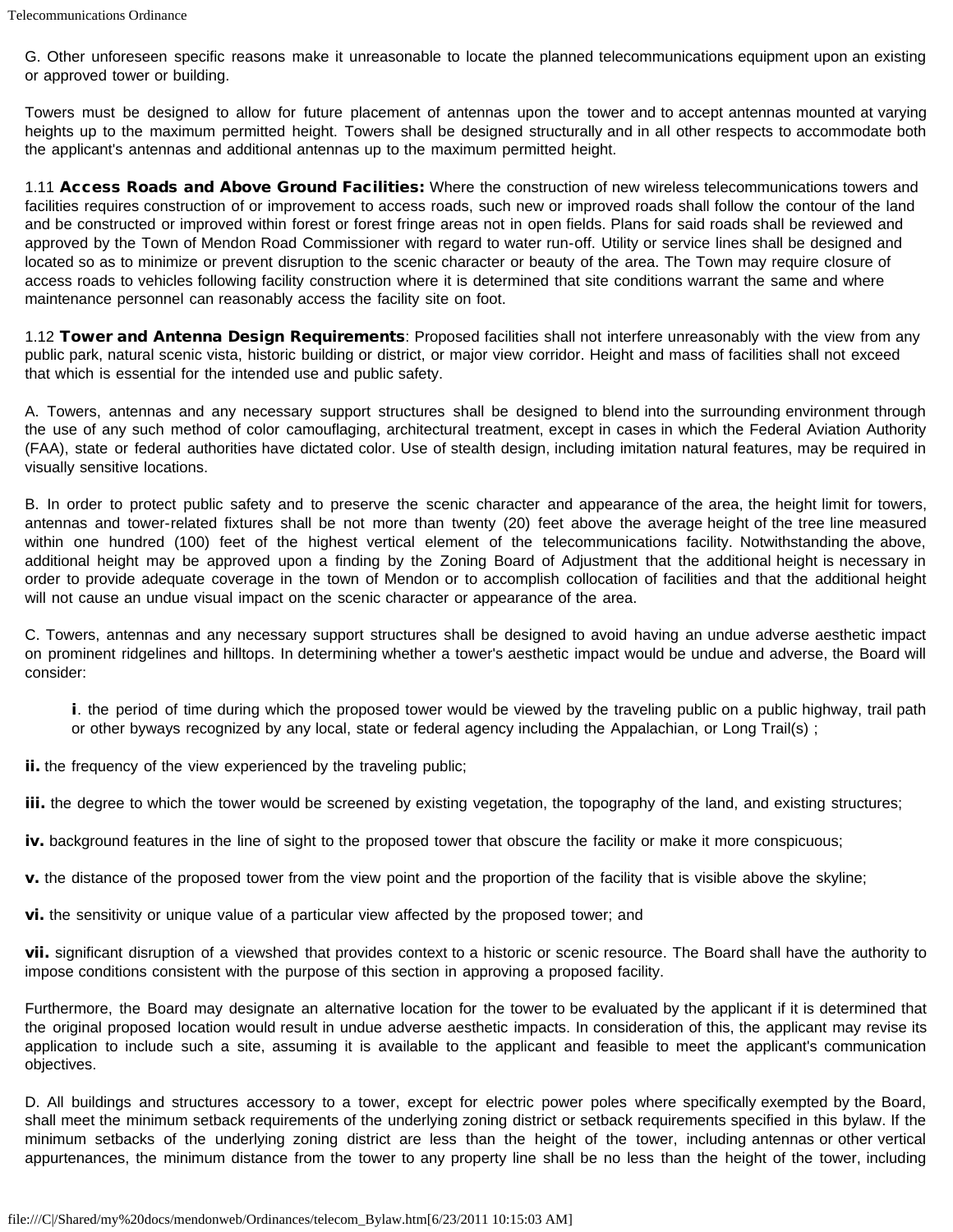G. Other unforeseen specific reasons make it unreasonable to locate the planned telecommunications equipment upon an existing or approved tower or building.

Towers must be designed to allow for future placement of antennas upon the tower and to accept antennas mounted at varying heights up to the maximum permitted height. Towers shall be designed structurally and in all other respects to accommodate both the applicant's antennas and additional antennas up to the maximum permitted height.

1.11 **Access Roads and Above Ground Facilities:** Where the construction of new wireless telecommunications towers and facilities requires construction of or improvement to access roads, such new or improved roads shall follow the contour of the land and be constructed or improved within forest or forest fringe areas not in open fields. Plans for said roads shall be reviewed and approved by the Town of Mendon Road Commissioner with regard to water run-off. Utility or service lines shall be designed and located so as to minimize or prevent disruption to the scenic character or beauty of the area. The Town may require closure of access roads to vehicles following facility construction where it is determined that site conditions warrant the same and where maintenance personnel can reasonably access the facility site on foot.

1.12 **Tower and Antenna Design Requirements**: Proposed facilities shall not interfere unreasonably with the view from any public park, natural scenic vista, historic building or district, or major view corridor. Height and mass of facilities shall not exceed that which is essential for the intended use and public safety.

A. Towers, antennas and any necessary support structures shall be designed to blend into the surrounding environment through the use of any such method of color camouflaging, architectural treatment, except in cases in which the Federal Aviation Authority (FAA), state or federal authorities have dictated color. Use of stealth design, including imitation natural features, may be required in visually sensitive locations.

B. In order to protect public safety and to preserve the scenic character and appearance of the area, the height limit for towers, antennas and tower-related fixtures shall be not more than twenty (20) feet above the average height of the tree line measured within one hundred (100) feet of the highest vertical element of the telecommunications facility. Notwithstanding the above, additional height may be approved upon a finding by the Zoning Board of Adjustment that the additional height is necessary in order to provide adequate coverage in the town of Mendon or to accomplish collocation of facilities and that the additional height will not cause an undue visual impact on the scenic character or appearance of the area.

C. Towers, antennas and any necessary support structures shall be designed to avoid having an undue adverse aesthetic impact on prominent ridgelines and hilltops. In determining whether a tower's aesthetic impact would be undue and adverse, the Board will consider:

**i**. the period of time during which the proposed tower would be viewed by the traveling public on a public highway, trail path or other byways recognized by any local, state or federal agency including the Appalachian, or Long Trail(s) ;

**ii.** the frequency of the view experienced by the traveling public;

**iii.** the degree to which the tower would be screened by existing vegetation, the topography of the land, and existing structures;

**iv.** background features in the line of sight to the proposed tower that obscure the facility or make it more conspicuous;

**v.** the distance of the proposed tower from the view point and the proportion of the facility that is visible above the skyline;

**vi.** the sensitivity or unique value of a particular view affected by the proposed tower; and

**vii.** significant disruption of a viewshed that provides context to a historic or scenic resource. The Board shall have the authority to impose conditions consistent with the purpose of this section in approving a proposed facility.

Furthermore, the Board may designate an alternative location for the tower to be evaluated by the applicant if it is determined that the original proposed location would result in undue adverse aesthetic impacts. In consideration of this, the applicant may revise its application to include such a site, assuming it is available to the applicant and feasible to meet the applicant's communication objectives.

D. All buildings and structures accessory to a tower, except for electric power poles where specifically exempted by the Board, shall meet the minimum setback requirements of the underlying zoning district or setback requirements specified in this bylaw. If the minimum setbacks of the underlying zoning district are less than the height of the tower, including antennas or other vertical appurtenances, the minimum distance from the tower to any property line shall be no less than the height of the tower, including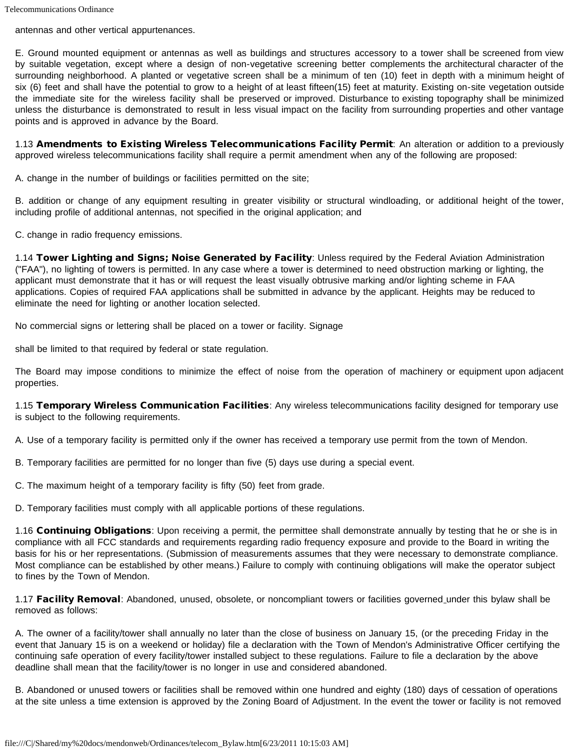antennas and other vertical appurtenances.

E. Ground mounted equipment or antennas as well as buildings and structures accessory to a tower shall be screened from view by suitable vegetation, except where a design of non-vegetative screening better complements the architectural character of the surrounding neighborhood. A planted or vegetative screen shall be a minimum of ten (10) feet in depth with a minimum height of six (6) feet and shall have the potential to grow to a height of at least fifteen(15) feet at maturity. Existing on-site vegetation outside the immediate site for the wireless facility shall be preserved or improved. Disturbance to existing topography shall be minimized unless the disturbance is demonstrated to result in less visual impact on the facility from surrounding properties and other vantage points and is approved in advance by the Board.

1.13 **Amendments to Existing Wireless Telecommunications Facility Permit**: An alteration or addition to a previously approved wireless telecommunications facility shall require a permit amendment when any of the following are proposed:

A. change in the number of buildings or facilities permitted on the site;

B. addition or change of any equipment resulting in greater visibility or structural windloading, or additional height of the tower, including profile of additional antennas, not specified in the original application; and

C. change in radio frequency emissions.

1.14 **Tower Lighting and Signs; Noise Generated by Facility**: Unless required by the Federal Aviation Administration ("FAA"), no lighting of towers is permitted. In any case where a tower is determined to need obstruction marking or lighting, the applicant must demonstrate that it has or will request the least visually obtrusive marking and/or lighting scheme in FAA applications. Copies of required FAA applications shall be submitted in advance by the applicant. Heights may be reduced to eliminate the need for lighting or another location selected.

No commercial signs or lettering shall be placed on a tower or facility. Signage

shall be limited to that required by federal or state regulation.

The Board may impose conditions to minimize the effect of noise from the operation of machinery or equipment upon adjacent properties.

1.15 **Temporary Wireless Communication Facilities**: Any wireless telecommunications facility designed for temporary use is subject to the following requirements.

A. Use of a temporary facility is permitted only if the owner has received a temporary use permit from the town of Mendon.

B. Temporary facilities are permitted for no longer than five (5) days use during a special event.

C. The maximum height of a temporary facility is fifty (50) feet from grade.

D. Temporary facilities must comply with all applicable portions of these regulations.

1.16 **Continuing Obligations**: Upon receiving a permit, the permittee shall demonstrate annually by testing that he or she is in compliance with all FCC standards and requirements regarding radio frequency exposure and provide to the Board in writing the basis for his or her representations. (Submission of measurements assumes that they were necessary to demonstrate compliance. Most compliance can be established by other means.) Failure to comply with continuing obligations will make the operator subject to fines by the Town of Mendon.

1.17 **Facility Removal**: Abandoned, unused, obsolete, or noncompliant towers or facilities governed under this bylaw shall be removed as follows:

A. The owner of a facility/tower shall annually no later than the close of business on January 15, (or the preceding Friday in the event that January 15 is on a weekend or holiday) file a declaration with the Town of Mendon's Administrative Officer certifying the continuing safe operation of every facility/tower installed subject to these regulations. Failure to file a declaration by the above deadline shall mean that the facility/tower is no longer in use and considered abandoned.

B. Abandoned or unused towers or facilities shall be removed within one hundred and eighty (180) days of cessation of operations at the site unless a time extension is approved by the Zoning Board of Adjustment. In the event the tower or facility is not removed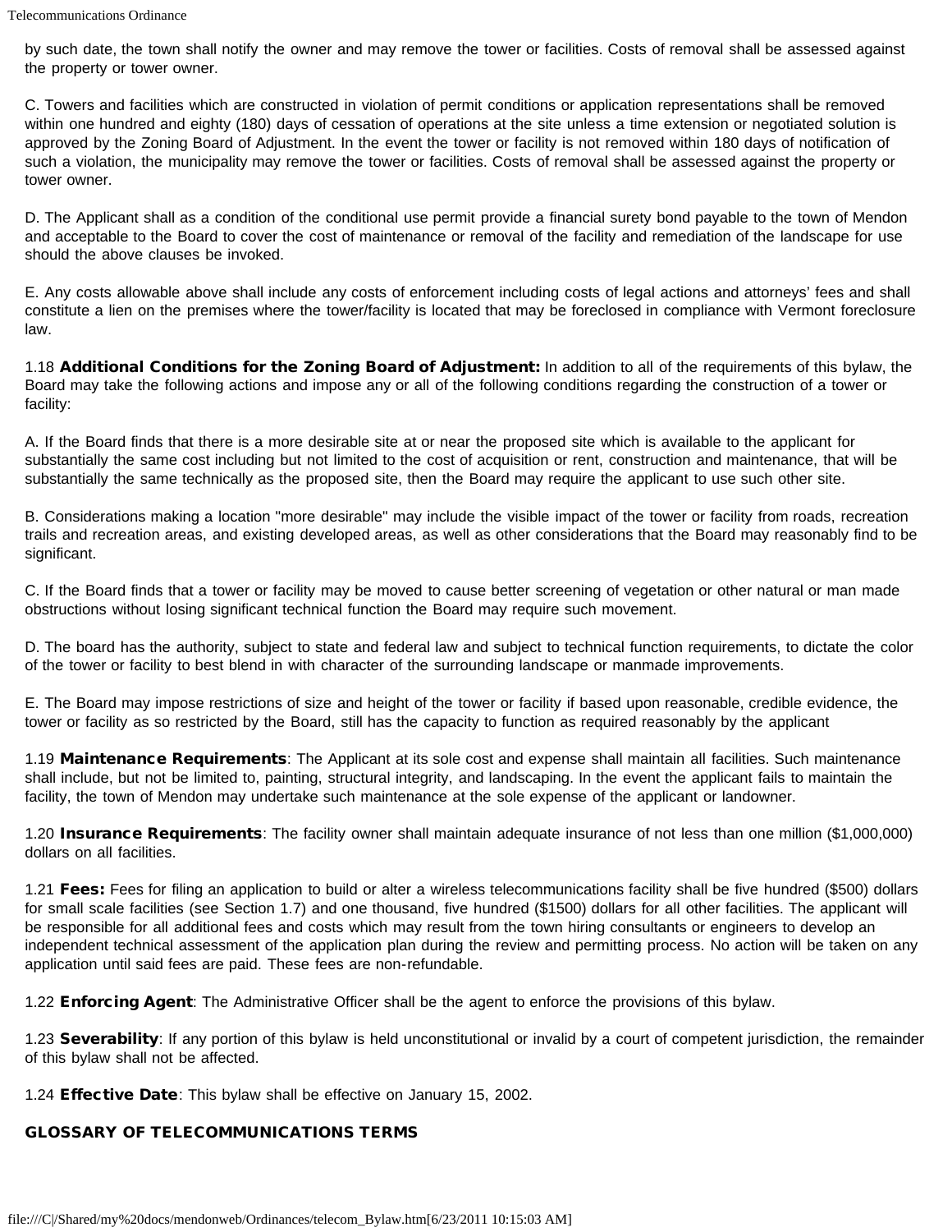by such date, the town shall notify the owner and may remove the tower or facilities. Costs of removal shall be assessed against the property or tower owner.

C. Towers and facilities which are constructed in violation of permit conditions or application representations shall be removed within one hundred and eighty (180) days of cessation of operations at the site unless a time extension or negotiated solution is approved by the Zoning Board of Adjustment. In the event the tower or facility is not removed within 180 days of notification of such a violation, the municipality may remove the tower or facilities. Costs of removal shall be assessed against the property or tower owner.

D. The Applicant shall as a condition of the conditional use permit provide a financial surety bond payable to the town of Mendon and acceptable to the Board to cover the cost of maintenance or removal of the facility and remediation of the landscape for use should the above clauses be invoked.

E. Any costs allowable above shall include any costs of enforcement including costs of legal actions and attorneys' fees and shall constitute a lien on the premises where the tower/facility is located that may be foreclosed in compliance with Vermont foreclosure law.

1.18 **Additional Conditions for the Zoning Board of Adjustment:** In addition to all of the requirements of this bylaw, the Board may take the following actions and impose any or all of the following conditions regarding the construction of a tower or facility:

A. If the Board finds that there is a more desirable site at or near the proposed site which is available to the applicant for substantially the same cost including but not limited to the cost of acquisition or rent, construction and maintenance, that will be substantially the same technically as the proposed site, then the Board may require the applicant to use such other site.

B. Considerations making a location "more desirable" may include the visible impact of the tower or facility from roads, recreation trails and recreation areas, and existing developed areas, as well as other considerations that the Board may reasonably find to be significant.

C. If the Board finds that a tower or facility may be moved to cause better screening of vegetation or other natural or man made obstructions without losing significant technical function the Board may require such movement.

D. The board has the authority, subject to state and federal law and subject to technical function requirements, to dictate the color of the tower or facility to best blend in with character of the surrounding landscape or manmade improvements.

E. The Board may impose restrictions of size and height of the tower or facility if based upon reasonable, credible evidence, the tower or facility as so restricted by the Board, still has the capacity to function as required reasonably by the applicant

1.19 **Maintenance Requirements**: The Applicant at its sole cost and expense shall maintain all facilities. Such maintenance shall include, but not be limited to, painting, structural integrity, and landscaping. In the event the applicant fails to maintain the facility, the town of Mendon may undertake such maintenance at the sole expense of the applicant or landowner.

1.20 **Insurance Requirements**: The facility owner shall maintain adequate insurance of not less than one million ($1,000,000) dollars on all facilities.

1.21 **Fees:** Fees for filing an application to build or alter a wireless telecommunications facility shall be five hundred ($500) dollars for small scale facilities (see Section 1.7) and one thousand, five hundred ($1500) dollars for all other facilities. The applicant will be responsible for all additional fees and costs which may result from the town hiring consultants or engineers to develop an independent technical assessment of the application plan during the review and permitting process. No action will be taken on any application until said fees are paid. These fees are non-refundable.

1.22 **Enforcing Agent**: The Administrative Officer shall be the agent to enforce the provisions of this bylaw.

1.23 **Severability**: If any portion of this bylaw is held unconstitutional or invalid by a court of competent jurisdiction, the remainder of this bylaw shall not be affected.

1.24 **Effective Date**: This bylaw shall be effective on January 15, 2002.

## GLOSSARY OF TELECOMMUNICATIONS TERMS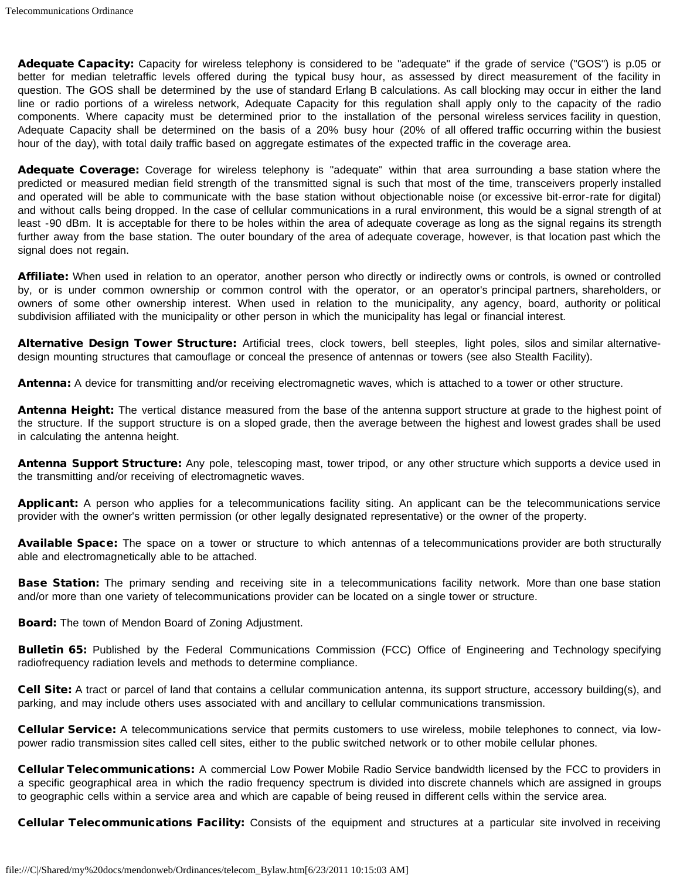**Adequate Capacity:** Capacity for wireless telephony is considered to be "adequate" if the grade of service ("GOS") is p.05 or better for median teletraffic levels offered during the typical busy hour, as assessed by direct measurement of the facility in question. The GOS shall be determined by the use of standard Erlang B calculations. As call blocking may occur in either the land line or radio portions of a wireless network, Adequate Capacity for this regulation shall apply only to the capacity of the radio components. Where capacity must be determined prior to the installation of the personal wireless services facility in question, Adequate Capacity shall be determined on the basis of a 20% busy hour (20% of all offered traffic occurring within the busiest hour of the day), with total daily traffic based on aggregate estimates of the expected traffic in the coverage area.

**Adequate Coverage:** Coverage for wireless telephony is "adequate" within that area surrounding a base station where the predicted or measured median field strength of the transmitted signal is such that most of the time, transceivers properly installed and operated will be able to communicate with the base station without objectionable noise (or excessive bit-error-rate for digital) and without calls being dropped. In the case of cellular communications in a rural environment, this would be a signal strength of at least -90 dBm. It is acceptable for there to be holes within the area of adequate coverage as long as the signal regains its strength further away from the base station. The outer boundary of the area of adequate coverage, however, is that location past which the signal does not regain.

**Affiliate:** When used in relation to an operator, another person who directly or indirectly owns or controls, is owned or controlled by, or is under common ownership or common control with the operator, or an operator's principal partners, shareholders, or owners of some other ownership interest. When used in relation to the municipality, any agency, board, authority or political subdivision affiliated with the municipality or other person in which the municipality has legal or financial interest.

**Alternative Design Tower Structure:** Artificial trees, clock towers, bell steeples, light poles, silos and similar alternative-design mounting structures that camouflage or conceal the presence of antennas or towers (see also Stealth Facility).

**Antenna:** A device for transmitting and/or receiving electromagnetic waves, which is attached to a tower or other structure.

**Antenna Height:** The vertical distance measured from the base of the antenna support structure at grade to the highest point of the structure. If the support structure is on a sloped grade, then the average between the highest and lowest grades shall be used in calculating the antenna height.

**Antenna Support Structure:** Any pole, telescoping mast, tower tripod, or any other structure which supports a device used in the transmitting and/or receiving of electromagnetic waves.

**Applicant:** A person who applies for a telecommunications facility siting. An applicant can be the telecommunications service provider with the owner's written permission (or other legally designated representative) or the owner of the property.

**Available Space:** The space on a tower or structure to which antennas of a telecommunications provider are both structurally able and electromagnetically able to be attached.

**Base Station:** The primary sending and receiving site in a telecommunications facility network. More than one base station and/or more than one variety of telecommunications provider can be located on a single tower or structure.

**Board:** The town of Mendon Board of Zoning Adjustment.

**Bulletin 65:** Published by the Federal Communications Commission (FCC) Office of Engineering and Technology specifying radiofrequency radiation levels and methods to determine compliance.

**Cell Site:** A tract or parcel of land that contains a cellular communication antenna, its support structure, accessory building(s), and parking, and may include others uses associated with and ancillary to cellular communications transmission.

**Cellular Service:** A telecommunications service that permits customers to use wireless, mobile telephones to connect, via low-power radio transmission sites called cell sites, either to the public switched network or to other mobile cellular phones.

**Cellular Telecommunications:** A commercial Low Power Mobile Radio Service bandwidth licensed by the FCC to providers in a specific geographical area in which the radio frequency spectrum is divided into discrete channels which are assigned in groups to geographic cells within a service area and which are capable of being reused in different cells within the service area.

**Cellular Telecommunications Facility:** Consists of the equipment and structures at a particular site involved in receiving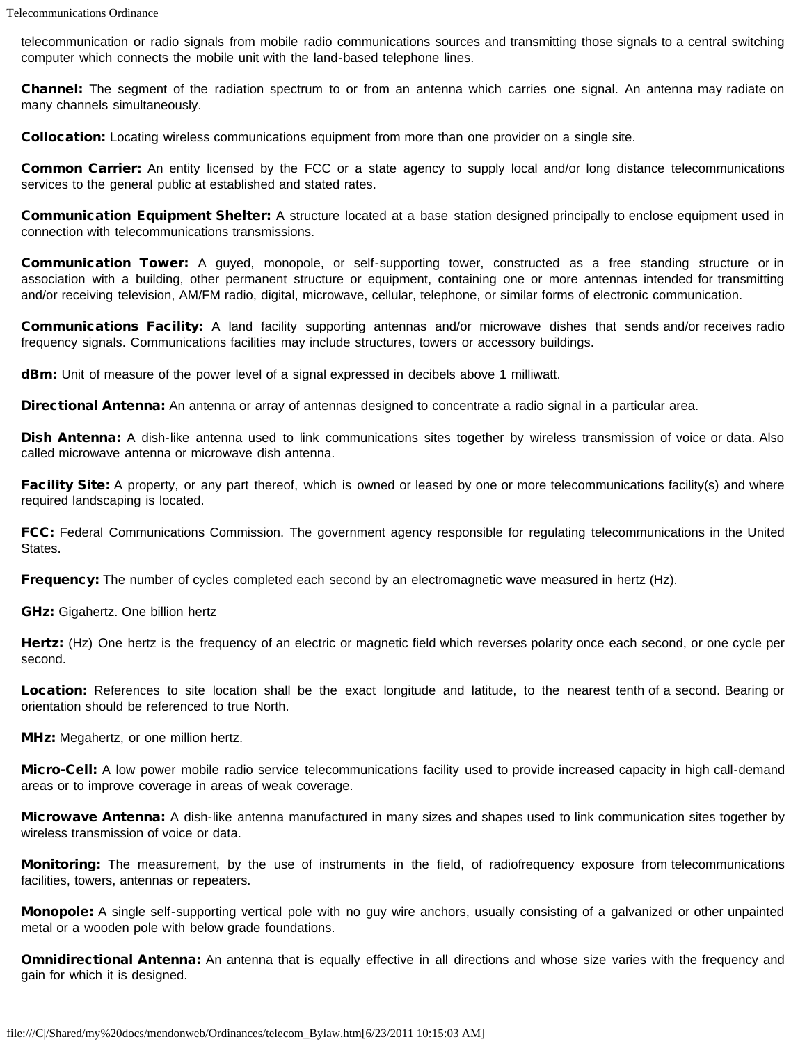telecommunication or radio signals from mobile radio communications sources and transmitting those signals to a central switching computer which connects the mobile unit with the land-based telephone lines.

**Channel:** The segment of the radiation spectrum to or from an antenna which carries one signal. An antenna may radiate on many channels simultaneously.

**Collocation:** Locating wireless communications equipment from more than one provider on a single site.

**Common Carrier:** An entity licensed by the FCC or a state agency to supply local and/or long distance telecommunications services to the general public at established and stated rates.

**Communication Equipment Shelter:** A structure located at a base station designed principally to enclose equipment used in connection with telecommunications transmissions.

**Communication Tower:** A guyed, monopole, or self-supporting tower, constructed as a free standing structure or in association with a building, other permanent structure or equipment, containing one or more antennas intended for transmitting and/or receiving television, AM/FM radio, digital, microwave, cellular, telephone, or similar forms of electronic communication.

**Communications Facility:** A land facility supporting antennas and/or microwave dishes that sends and/or receives radio frequency signals. Communications facilities may include structures, towers or accessory buildings.

**dBm:** Unit of measure of the power level of a signal expressed in decibels above 1 milliwatt.

**Directional Antenna:** An antenna or array of antennas designed to concentrate a radio signal in a particular area.

**Dish Antenna:** A dish-like antenna used to link communications sites together by wireless transmission of voice or data. Also called microwave antenna or microwave dish antenna.

**Facility Site:** A property, or any part thereof, which is owned or leased by one or more telecommunications facility(s) and where required landscaping is located.

**FCC:** Federal Communications Commission. The government agency responsible for regulating telecommunications in the United States.

**Frequency:** The number of cycles completed each second by an electromagnetic wave measured in hertz (Hz).

**GHz:** Gigahertz. One billion hertz

**Hertz:** (Hz) One hertz is the frequency of an electric or magnetic field which reverses polarity once each second, or one cycle per second.

**Location:** References to site location shall be the exact longitude and latitude, to the nearest tenth of a second. Bearing or orientation should be referenced to true North.

**MHz:** Megahertz, or one million hertz.

**Micro-Cell:** A low power mobile radio service telecommunications facility used to provide increased capacity in high call-demand areas or to improve coverage in areas of weak coverage.

**Microwave Antenna:** A dish-like antenna manufactured in many sizes and shapes used to link communication sites together by wireless transmission of voice or data.

**Monitoring:** The measurement, by the use of instruments in the field, of radiofrequency exposure from telecommunications facilities, towers, antennas or repeaters.

**Monopole:** A single self-supporting vertical pole with no guy wire anchors, usually consisting of a galvanized or other unpainted metal or a wooden pole with below grade foundations.

**Omnidirectional Antenna:** An antenna that is equally effective in all directions and whose size varies with the frequency and gain for which it is designed.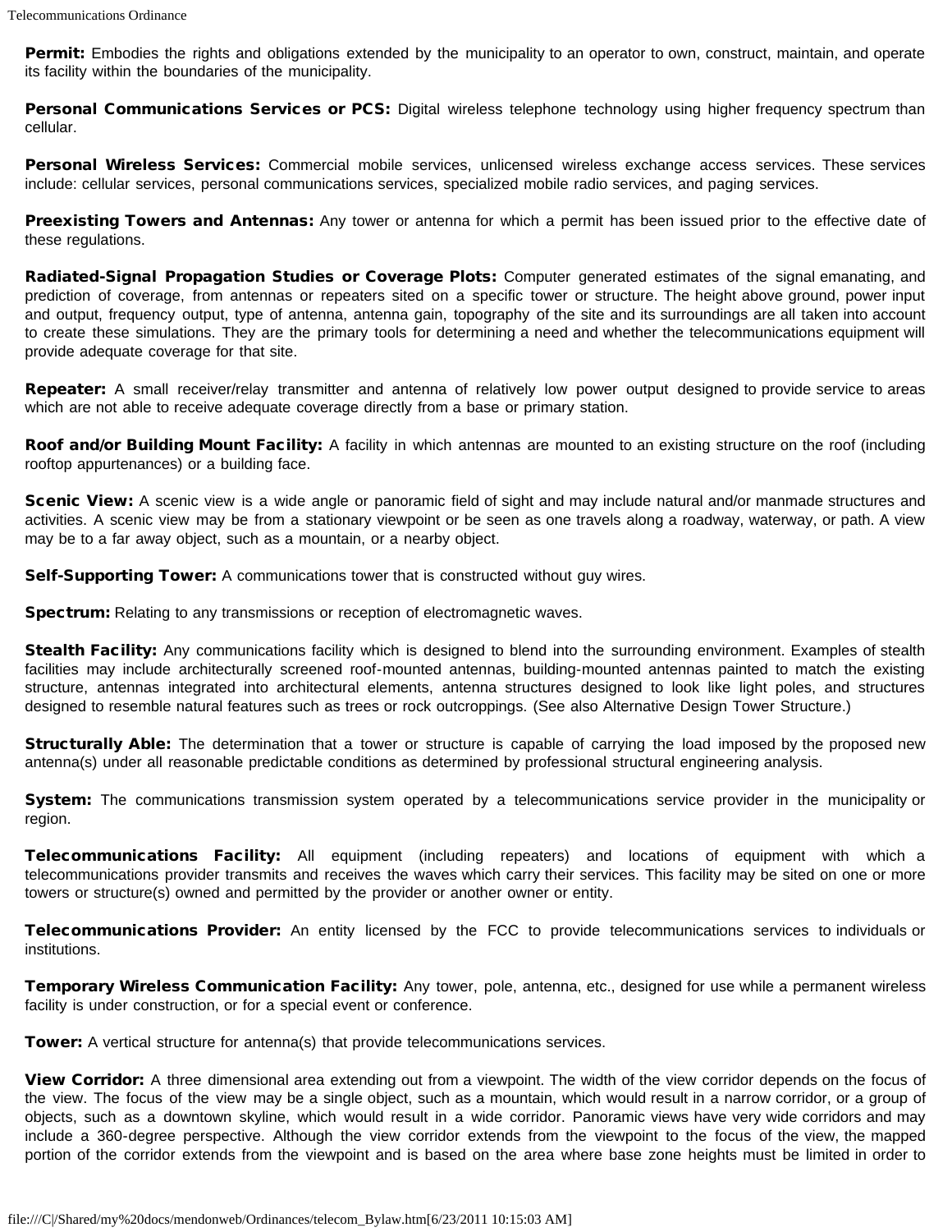**Permit:** Embodies the rights and obligations extended by the municipality to an operator to own, construct, maintain, and operate its facility within the boundaries of the municipality.

**Personal Communications Services or PCS:** Digital wireless telephone technology using higher frequency spectrum than cellular.

**Personal Wireless Services:** Commercial mobile services, unlicensed wireless exchange access services. These services include: cellular services, personal communications services, specialized mobile radio services, and paging services.

**Preexisting Towers and Antennas:** Any tower or antenna for which a permit has been issued prior to the effective date of these regulations.

**Radiated-Signal Propagation Studies or Coverage Plots:** Computer generated estimates of the signal emanating, and prediction of coverage, from antennas or repeaters sited on a specific tower or structure. The height above ground, power input and output, frequency output, type of antenna, antenna gain, topography of the site and its surroundings are all taken into account to create these simulations. They are the primary tools for determining a need and whether the telecommunications equipment will provide adequate coverage for that site.

**Repeater:** A small receiver/relay transmitter and antenna of relatively low power output designed to provide service to areas which are not able to receive adequate coverage directly from a base or primary station.

**Roof and/or Building Mount Facility:** A facility in which antennas are mounted to an existing structure on the roof (including rooftop appurtenances) or a building face.

**Scenic View:** A scenic view is a wide angle or panoramic field of sight and may include natural and/or manmade structures and activities. A scenic view may be from a stationary viewpoint or be seen as one travels along a roadway, waterway, or path. A view may be to a far away object, such as a mountain, or a nearby object.

**Self-Supporting Tower:** A communications tower that is constructed without guy wires.

**Spectrum:** Relating to any transmissions or reception of electromagnetic waves.

**Stealth Facility:** Any communications facility which is designed to blend into the surrounding environment. Examples of stealth facilities may include architecturally screened roof-mounted antennas, building-mounted antennas painted to match the existing structure, antennas integrated into architectural elements, antenna structures designed to look like light poles, and structures designed to resemble natural features such as trees or rock outcroppings. (See also Alternative Design Tower Structure.)

**Structurally Able:** The determination that a tower or structure is capable of carrying the load imposed by the proposed new antenna(s) under all reasonable predictable conditions as determined by professional structural engineering analysis.

**System:** The communications transmission system operated by a telecommunications service provider in the municipality or region.

**Telecommunications Facility:** All equipment (including repeaters) and locations of equipment with which a telecommunications provider transmits and receives the waves which carry their services. This facility may be sited on one or more towers or structure(s) owned and permitted by the provider or another owner or entity.

**Telecommunications Provider:** An entity licensed by the FCC to provide telecommunications services to individuals or institutions.

**Temporary Wireless Communication Facility:** Any tower, pole, antenna, etc., designed for use while a permanent wireless facility is under construction, or for a special event or conference.

**Tower:** A vertical structure for antenna(s) that provide telecommunications services.

**View Corridor:** A three dimensional area extending out from a viewpoint. The width of the view corridor depends on the focus of the view. The focus of the view may be a single object, such as a mountain, which would result in a narrow corridor, or a group of objects, such as a downtown skyline, which would result in a wide corridor. Panoramic views have very wide corridors and may include a 360-degree perspective. Although the view corridor extends from the viewpoint to the focus of the view, the mapped portion of the corridor extends from the viewpoint and is based on the area where base zone heights must be limited in order to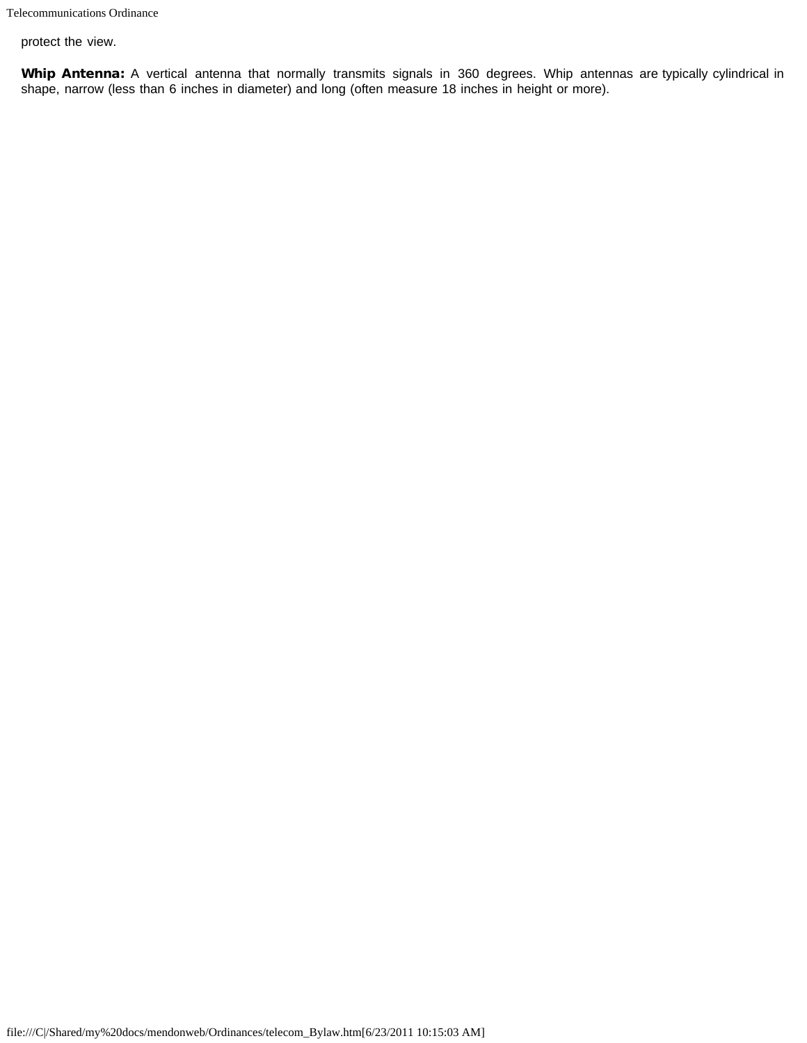protect the view.

**Whip Antenna:** A vertical antenna that normally transmits signals in 360 degrees. Whip antennas are typically cylindrical in shape, narrow (less than 6 inches in diameter) and long (often measure 18 inches in height or more).